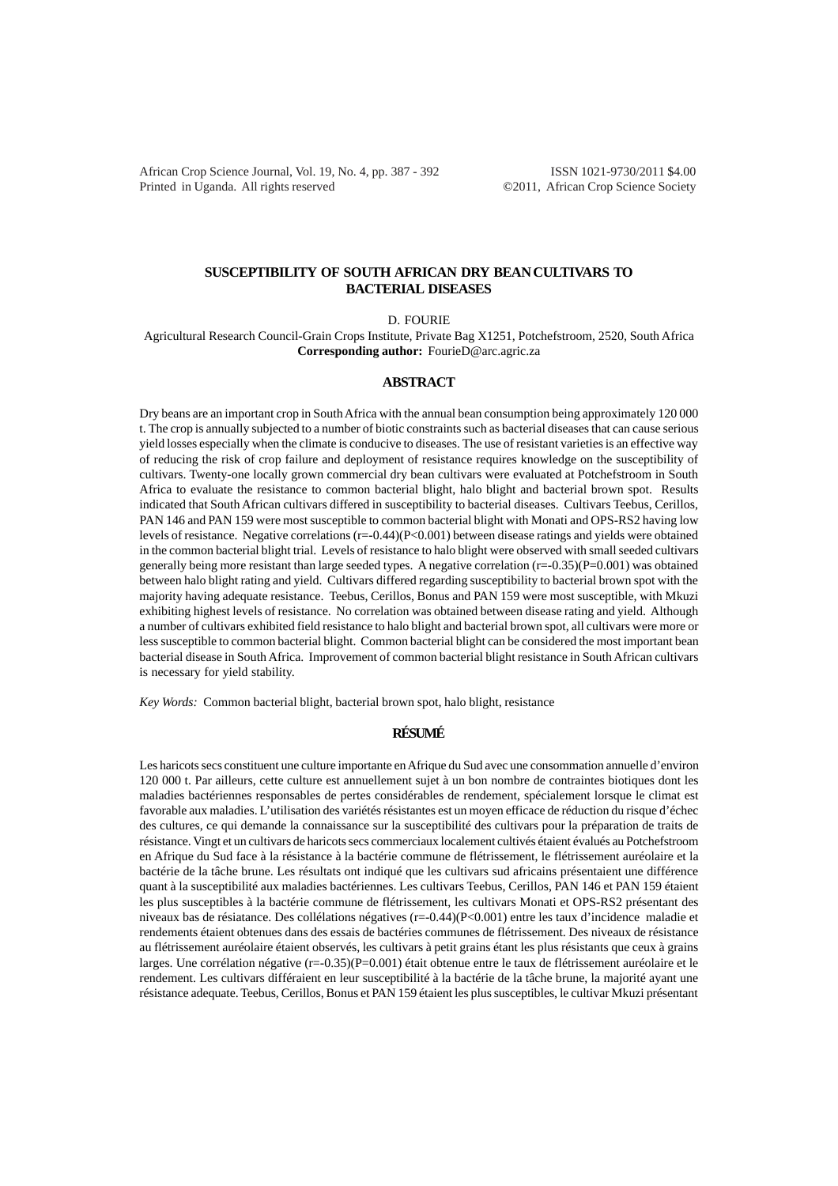# SUSCEPTIBILITY OF SOUTH AFRICAN DRY BEAN CULTIVARS TO BACTERIAL DISEASES

D. FOURIE

Agricultural Research Council-Grain Crops Institute, Private Bag X1251, Potchefstroom, 2520, South Africa

**Corresponding author:** FourieD@arc.agric.za

## ABSTRACT

Dry beans are an important crop in South Africa with the annual bean consumption being approximately 120 000 t. The crop is annually subjected to a number of biotic constraints such as bacterial diseases that can cause serious yield losses especially when the climate is conducive to diseases. The use of resistant varieties is an effective way of reducing the risk of crop failure and deployment of resistance requires knowledge on the susceptibility of cultivars. Twenty-one locally grown commercial dry bean cultivars were evaluated at Potchefstroom in South Africa to evaluate the resistance to common bacterial blight, halo blight and bacterial brown spot. Results indicated that South African cultivars differed in susceptibility to bacterial diseases. Cultivars Teebus, Cerillos, PAN 146 and PAN 159 were most susceptible to common bacterial blight with Monati and OPS-RS2 having low levels of resistance. Negative correlations (r=-0.44)(P<0.001) between disease ratings and yields were obtained in the common bacterial blight trial. Levels of resistance to halo blight were observed with small seeded cultivars generally being more resistant than large seeded types. A negative correlation (r=-0.35)(P=0.001) was obtained between halo blight rating and yield. Cultivars differed regarding susceptibility to bacterial brown spot with the majority having adequate resistance. Teebus, Cerillos, Bonus and PAN 159 were most susceptible, with Mkuzi exhibiting highest levels of resistance. No correlation was obtained between disease rating and yield. Although a number of cultivars exhibited field resistance to halo blight and bacterial brown spot, all cultivars were more or less susceptible to common bacterial blight. Common bacterial blight can be considered the most important bean bacterial disease in South Africa. Improvement of common bacterial blight resistance in South African cultivars is necessary for yield stability.

*Key Words:* Common bacterial blight, bacterial brown spot, halo blight, resistance

## RÉSUMÉ

Les haricots secs constituent une culture importante en Afrique du Sud avec une consommation annuelle d'environ 120 000 t. Par ailleurs, cette culture est annuellement sujet à un bon nombre de contraintes biotiques dont les maladies bactériennes responsables de pertes considérables de rendement, spécialement lorsque le climat est favorable aux maladies. L'utilisation des variétés résistantes est un moyen efficace de réduction du risque d'échec des cultures, ce qui demande la connaissance sur la susceptibilité des cultivars pour la préparation de traits de résistance. Vingt et un cultivars de haricots secs commerciaux localement cultivés étaient évalués au Potchefstroom en Afrique du Sud face à la résistance à la bactérie commune de flétrissement, le flétrissement auréolaire et la bactérie de la tâche brune. Les résultats ont indiqué que les cultivars sud africains présentaient une différence quant à la susceptibilité aux maladies bactériennes. Les cultivars Teebus, Cerillos, PAN 146 et PAN 159 étaient les plus susceptibles à la bactérie commune de flétrissement, les cultivars Monati et OPS-RS2 présentant des niveaux bas de résiatance. Des collélations négatives (r=-0.44)(P<0.001) entre les taux d'incidence maladie et rendements étaient obtenues dans des essais de bactéries communes de flétrissement. Des niveaux de résistance au flétrissement auréolaire étaient observés, les cultivars à petit grains étant les plus résistants que ceux à grains larges. Une corrélation négative (r=-0.35)(P=0.001) était obtenue entre le taux de flétrissement auréolaire et le rendement. Les cultivars différaient en leur susceptibilité à la bactérie de la tâche brune, la majorité ayant une résistance adequate. Teebus, Cerillos, Bonus et PAN 159 étaient les plus susceptibles, le cultivar Mkuzi présentant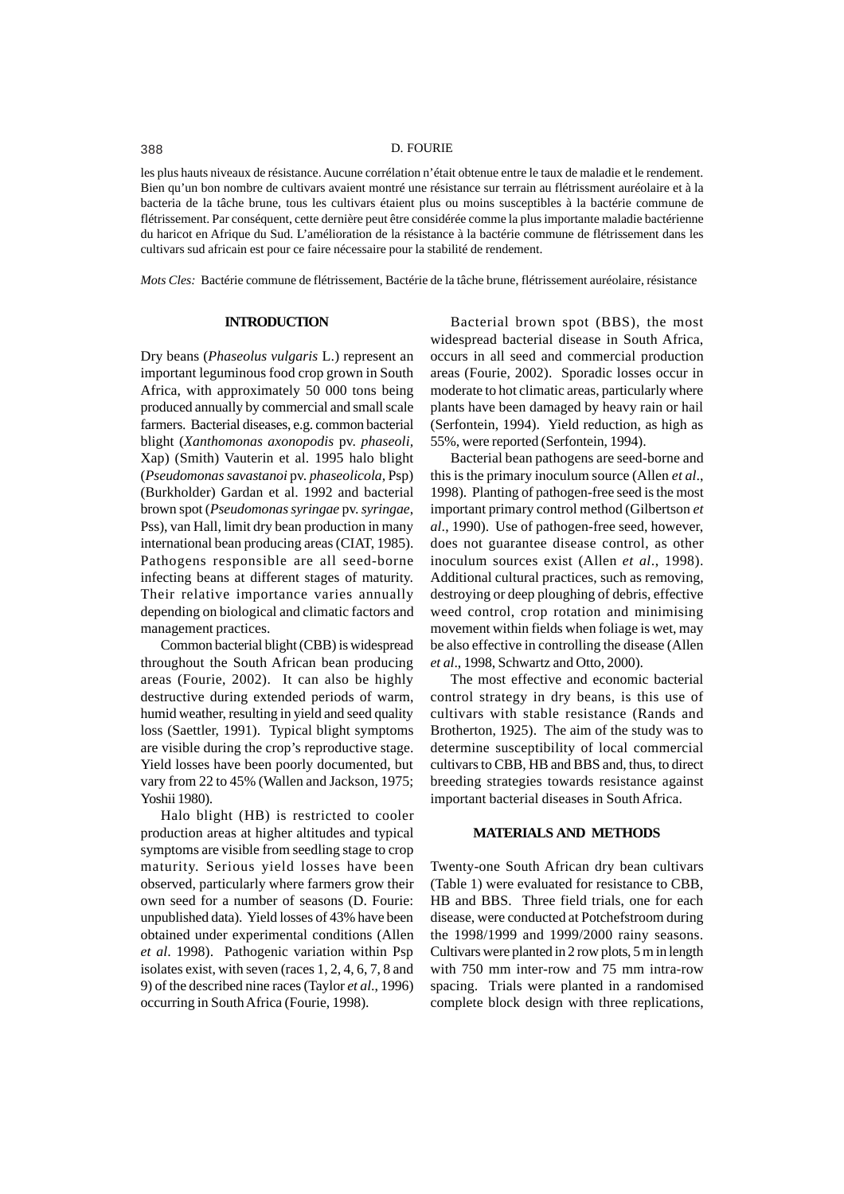les plus hauts niveaux de résistance. Aucune corrélation n'était obtenue entre le taux de maladie et le rendement. Bien qu'un bon nombre de cultivars avaient montré une résistance sur terrain au flétrissment auréolaire et à la bacteria de la tâche brune, tous les cultivars étaient plus ou moins susceptibles à la bactérie commune de flétrissement. Par conséquent, cette dernière peut être considérée comme la plus importante maladie bactérienne du haricot en Afrique du Sud. L'amélioration de la résistance à la bactérie commune de flétrissement dans les cultivars sud africain est pour ce faire nécessaire pour la stabilité de rendement.

*Mots Cles:* Bactérie commune de flétrissement, Bactérie de la tâche brune, flétrissement auréolaire, résistance

## INTRODUCTION

Dry beans (*Phaseolus vulgaris* L.) represent an important leguminous food crop grown in South Africa, with approximately 50 000 tons being produced annually by commercial and small scale farmers. Bacterial diseases, e.g. common bacterial blight (*Xanthomonas axonopodis* pv. *phaseoli*, Xap) (Smith) Vauterin et al. 1995 halo blight (*Pseudomonas savastanoi* pv. *phaseolicola*, Psp) (Burkholder) Gardan et al. 1992 and bacterial brown spot (*Pseudomonas syringae* pv. *syringae*, Pss), van Hall, limit dry bean production in many international bean producing areas (CIAT, 1985). Pathogens responsible are all seed-borne infecting beans at different stages of maturity. Their relative importance varies annually depending on biological and climatic factors and management practices.

Common bacterial blight (CBB) is widespread throughout the South African bean producing areas (Fourie, 2002). It can also be highly destructive during extended periods of warm, humid weather, resulting in yield and seed quality loss (Saettler, 1991). Typical blight symptoms are visible during the crop's reproductive stage. Yield losses have been poorly documented, but vary from 22 to 45% (Wallen and Jackson, 1975; Yoshii 1980).

Halo blight (HB) is restricted to cooler production areas at higher altitudes and typical symptoms are visible from seedling stage to crop maturity. Serious yield losses have been observed, particularly where farmers grow their own seed for a number of seasons (D. Fourie: unpublished data). Yield losses of 43% have been obtained under experimental conditions (Allen *et al*. 1998). Pathogenic variation within Psp isolates exist, with seven (races 1, 2, 4, 6, 7, 8 and 9) of the described nine races (Taylor *et al*., 1996) occurring in South Africa (Fourie, 1998).

Bacterial brown spot (BBS), the most widespread bacterial disease in South Africa, occurs in all seed and commercial production areas (Fourie, 2002). Sporadic losses occur in moderate to hot climatic areas, particularly where plants have been damaged by heavy rain or hail (Serfontein, 1994). Yield reduction, as high as 55%, were reported (Serfontein, 1994).

Bacterial bean pathogens are seed-borne and this is the primary inoculum source (Allen *et al*., 1998). Planting of pathogen-free seed is the most important primary control method (Gilbertson *et al*., 1990). Use of pathogen-free seed, however, does not guarantee disease control, as other inoculum sources exist (Allen *et al*., 1998). Additional cultural practices, such as removing, destroying or deep ploughing of debris, effective weed control, crop rotation and minimising movement within fields when foliage is wet, may be also effective in controlling the disease (Allen *et al*., 1998, Schwartz and Otto, 2000).

The most effective and economic bacterial control strategy in dry beans, is this use of cultivars with stable resistance (Rands and Brotherton, 1925). The aim of the study was to determine susceptibility of local commercial cultivars to CBB, HB and BBS and, thus, to direct breeding strategies towards resistance against important bacterial diseases in South Africa.

## MATERIALS AND METHODS

Twenty-one South African dry bean cultivars (Table 1) were evaluated for resistance to CBB, HB and BBS. Three field trials, one for each disease, were conducted at Potchefstroom during the 1998/1999 and 1999/2000 rainy seasons. Cultivars were planted in 2 row plots, 5 m in length with 750 mm inter-row and 75 mm intra-row spacing. Trials were planted in a randomised complete block design with three replications,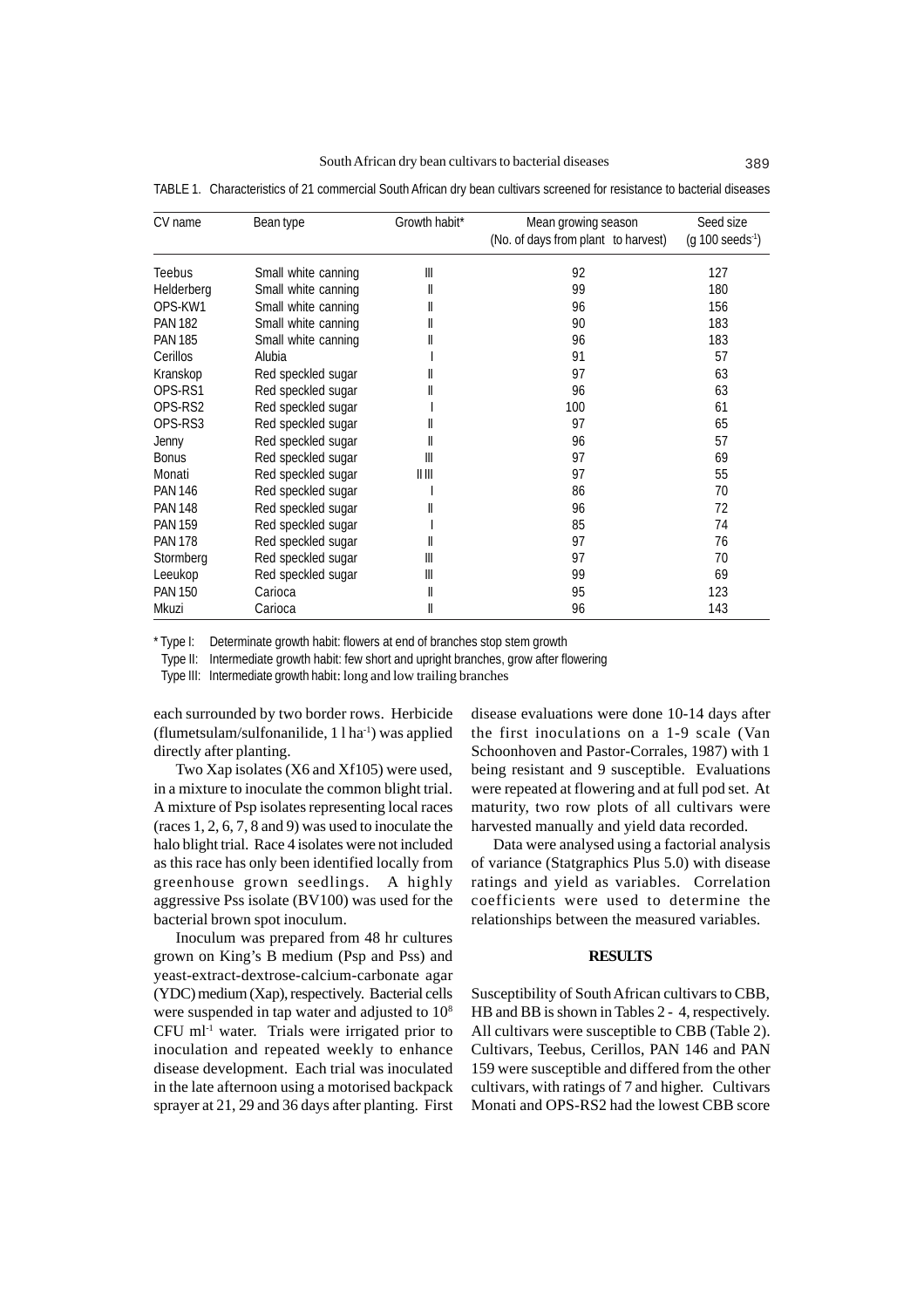TABLE 1. Characteristics of 21 commercial South African dry bean cultivars screened for resistance to bacterial diseases

| CV name | Bean type | Growth habit* | Mean growing season (No. of days from plant to harvest) | Seed size (g 100 seeds$^{-1}$) |
|---|---|---|---|---|
| Teebus | Small white canning | III | 92 | 127 |
| Helderberg | Small white canning | II | 99 | 180 |
| OPS-KW1 | Small white canning | II | 96 | 156 |
| PAN 182 | Small white canning | II | 90 | 183 |
| PAN 185 | Small white canning | II | 96 | 183 |
| Cerillos | Alubia | I | 91 | 57 |
| Kranskop | Red speckled sugar | II | 97 | 63 |
| OPS-RS1 | Red speckled sugar | II | 96 | 63 |
| OPS-RS2 | Red speckled sugar | I | 100 | 61 |
| OPS-RS3 | Red speckled sugar | II | 97 | 65 |
| Jenny | Red speckled sugar | II | 96 | 57 |
| Bonus | Red speckled sugar | III | 97 | 69 |
| Monati | Red speckled sugar | II III | 97 | 55 |
| PAN 146 | Red speckled sugar | I | 86 | 70 |
| PAN 148 | Red speckled sugar | II | 96 | 72 |
| PAN 159 | Red speckled sugar | I | 85 | 74 |
| PAN 178 | Red speckled sugar | II | 97 | 76 |
| Stormberg | Red speckled sugar | III | 97 | 70 |
| Leeukop | Red speckled sugar | III | 99 | 69 |
| PAN 150 | Carioca | II | 95 | 123 |
| Mkuzi | Carioca | II | 96 | 143 |

\* Type I: Determinate growth habit: flowers at end of branches stop stem growth
Type II: Intermediate growth habit: few short and upright branches, grow after flowering
Type III: Intermediate growth habit: long and low trailing branches

each surrounded by two border rows. Herbicide (flumetsulam/sulfonanilide, 1 l ha$^{-1}$) was applied directly after planting.

Two Xap isolates (X6 and Xf105) were used, in a mixture to inoculate the common blight trial. A mixture of Psp isolates representing local races (races 1, 2, 6, 7, 8 and 9) was used to inoculate the halo blight trial. Race 4 isolates were not included as this race has only been identified locally from greenhouse grown seedlings. A highly aggressive Pss isolate (BV100) was used for the bacterial brown spot inoculum.

Inoculum was prepared from 48 hr cultures grown on King's B medium (Psp and Pss) and yeast-extract-dextrose-calcium-carbonate agar (YDC) medium (Xap), respectively. Bacterial cells were suspended in tap water and adjusted to $10^8$ CFU ml$^{-1}$ water. Trials were irrigated prior to inoculation and repeated weekly to enhance disease development. Each trial was inoculated in the late afternoon using a motorised backpack sprayer at 21, 29 and 36 days after planting. First disease evaluations were done 10-14 days after the first inoculations on a 1-9 scale (Van Schoonhoven and Pastor-Corrales, 1987) with 1 being resistant and 9 susceptible. Evaluations were repeated at flowering and at full pod set. At maturity, two row plots of all cultivars were harvested manually and yield data recorded.

Data were analysed using a factorial analysis of variance (Statgraphics Plus 5.0) with disease ratings and yield as variables. Correlation coefficients were used to determine the relationships between the measured variables.

## RESULTS

Susceptibility of South African cultivars to CBB, HB and BB is shown in Tables 2 - 4, respectively. All cultivars were susceptible to CBB (Table 2). Cultivars, Teebus, Cerillos, PAN 146 and PAN 159 were susceptible and differed from the other cultivars, with ratings of 7 and higher. Cultivars Monati and OPS-RS2 had the lowest CBB score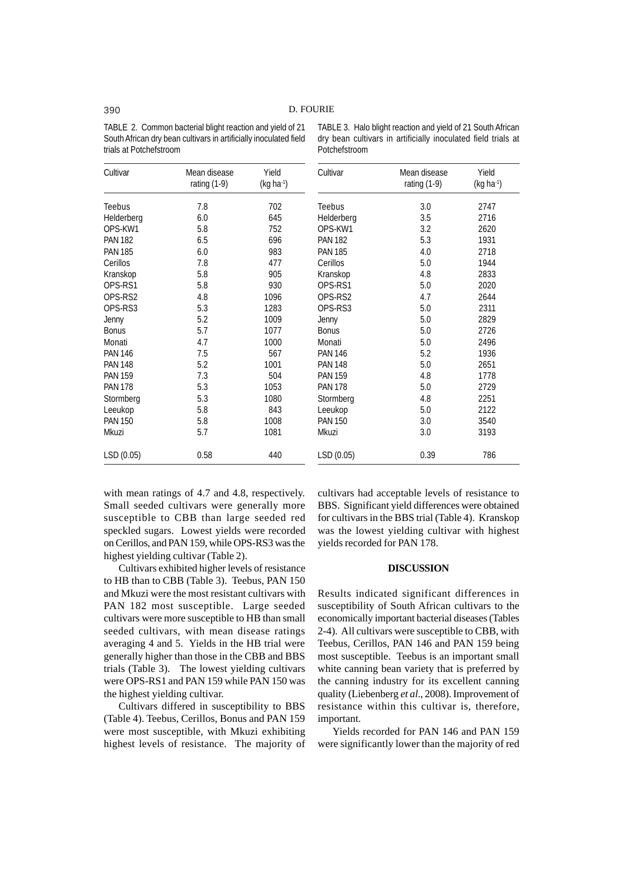TABLE 2. Common bacterial blight reaction and yield of 21 South African dry bean cultivars in artificially inoculated field trials at Potchefstroom

| Cultivar | Mean disease rating (1-9) | Yield (kg ha$^{-1}$) |
|---|---|---|
| Teebus | 7.8 | 702 |
| Helderberg | 6.0 | 645 |
| OPS-KW1 | 5.8 | 752 |
| PAN 182 | 6.5 | 696 |
| PAN 185 | 6.0 | 983 |
| Cerillos | 7.8 | 477 |
| Kranskop | 5.8 | 905 |
| OPS-RS1 | 5.8 | 930 |
| OPS-RS2 | 4.8 | 1096 |
| OPS-RS3 | 5.3 | 1283 |
| Jenny | 5.2 | 1009 |
| Bonus | 5.7 | 1077 |
| Monati | 4.7 | 1000 |
| PAN 146 | 7.5 | 567 |
| PAN 148 | 5.2 | 1001 |
| PAN 159 | 7.3 | 504 |
| PAN 178 | 5.3 | 1053 |
| Stormberg | 5.3 | 1080 |
| Leeukop | 5.8 | 843 |
| PAN 150 | 5.8 | 1008 |
| Mkuzi | 5.7 | 1081 |
| LSD (0.05) | 0.58 | 440 |

TABLE 3. Halo blight reaction and yield of 21 South African dry bean cultivars in artificially inoculated field trials at Potchefstroom

| Cultivar | Mean disease rating (1-9) | Yield (kg ha$^{-1}$) |
|---|---|---|
| Teebus | 3.0 | 2747 |
| Helderberg | 3.5 | 2716 |
| OPS-KW1 | 3.2 | 2620 |
| PAN 182 | 5.3 | 1931 |
| PAN 185 | 4.0 | 2718 |
| Cerillos | 5.0 | 1944 |
| Kranskop | 4.8 | 2833 |
| OPS-RS1 | 5.0 | 2020 |
| OPS-RS2 | 4.7 | 2644 |
| OPS-RS3 | 5.0 | 2311 |
| Jenny | 5.0 | 2829 |
| Bonus | 5.0 | 2726 |
| Monati | 5.0 | 2496 |
| PAN 146 | 5.2 | 1936 |
| PAN 148 | 5.0 | 2651 |
| PAN 159 | 4.8 | 1778 |
| PAN 178 | 5.0 | 2729 |
| Stormberg | 4.8 | 2251 |
| Leeukop | 5.0 | 2122 |
| PAN 150 | 3.0 | 3540 |
| Mkuzi | 3.0 | 3193 |
| LSD (0.05) | 0.39 | 786 |

with mean ratings of 4.7 and 4.8, respectively. Small seeded cultivars were generally more susceptible to CBB than large seeded red speckled sugars. Lowest yields were recorded on Cerillos, and PAN 159, while OPS-RS3 was the highest yielding cultivar (Table 2).

Cultivars exhibited higher levels of resistance to HB than to CBB (Table 3). Teebus, PAN 150 and Mkuzi were the most resistant cultivars with PAN 182 most susceptible. Large seeded cultivars were more susceptible to HB than small seeded cultivars, with mean disease ratings averaging 4 and 5. Yields in the HB trial were generally higher than those in the CBB and BBS trials (Table 3). The lowest yielding cultivars were OPS-RS1 and PAN 159 while PAN 150 was the highest yielding cultivar.

Cultivars differed in susceptibility to BBS (Table 4). Teebus, Cerillos, Bonus and PAN 159 were most susceptible, with Mkuzi exhibiting highest levels of resistance. The majority of cultivars had acceptable levels of resistance to BBS. Significant yield differences were obtained for cultivars in the BBS trial (Table 4). Kranskop was the lowest yielding cultivar with highest yields recorded for PAN 178.

## DISCUSSION

Results indicated significant differences in susceptibility of South African cultivars to the economically important bacterial diseases (Tables 2-4). All cultivars were susceptible to CBB, with Teebus, Cerillos, PAN 146 and PAN 159 being most susceptible. Teebus is an important small white canning bean variety that is preferred by the canning industry for its excellent canning quality (Liebenberg *et al*., 2008). Improvement of resistance within this cultivar is, therefore, important.

Yields recorded for PAN 146 and PAN 159 were significantly lower than the majority of red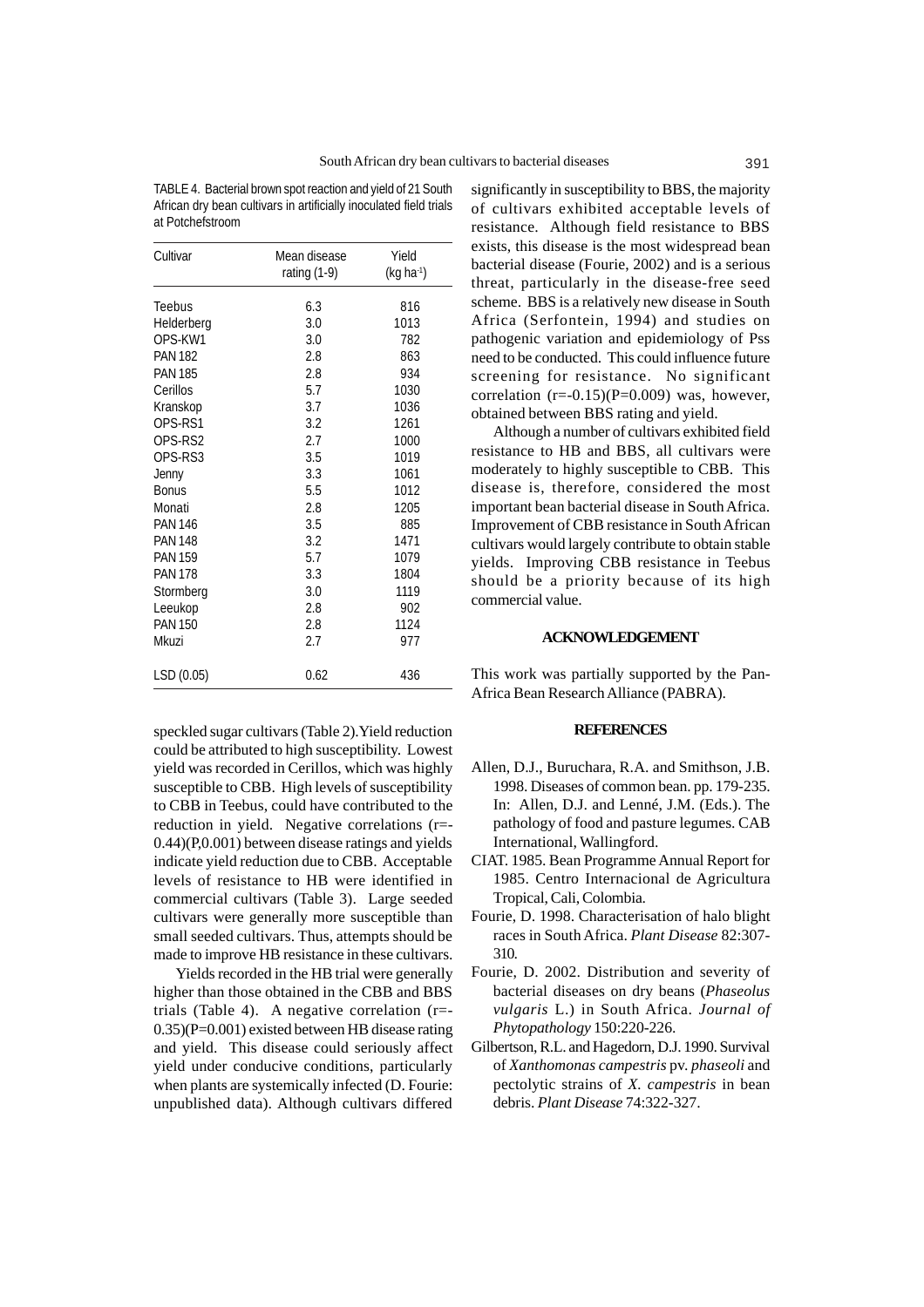TABLE 4. Bacterial brown spot reaction and yield of 21 South African dry bean cultivars in artificially inoculated field trials at Potchefstroom

| Cultivar | Mean disease rating (1-9) | Yield (kg ha$^{-1}$) |
|---|---|---|
| Teebus | 6.3 | 816 |
| Helderberg | 3.0 | 1013 |
| OPS-KW1 | 3.0 | 782 |
| PAN 182 | 2.8 | 863 |
| PAN 185 | 2.8 | 934 |
| Cerillos | 5.7 | 1030 |
| Kranskop | 3.7 | 1036 |
| OPS-RS1 | 3.2 | 1261 |
| OPS-RS2 | 2.7 | 1000 |
| OPS-RS3 | 3.5 | 1019 |
| Jenny | 3.3 | 1061 |
| Bonus | 5.5 | 1012 |
| Monati | 2.8 | 1205 |
| PAN 146 | 3.5 | 885 |
| PAN 148 | 3.2 | 1471 |
| PAN 159 | 5.7 | 1079 |
| PAN 178 | 3.3 | 1804 |
| Stormberg | 3.0 | 1119 |
| Leeukop | 2.8 | 902 |
| PAN 150 | 2.8 | 1124 |
| Mkuzi | 2.7 | 977 |
| LSD (0.05) | 0.62 | 436 |

speckled sugar cultivars (Table 2). Yield reduction could be attributed to high susceptibility. Lowest yield was recorded in Cerillos, which was highly susceptible to CBB. High levels of susceptibility to CBB in Teebus, could have contributed to the reduction in yield. Negative correlations (r=-0.44)(P,0.001) between disease ratings and yields indicate yield reduction due to CBB. Acceptable levels of resistance to HB were identified in commercial cultivars (Table 3). Large seeded cultivars were generally more susceptible than small seeded cultivars. Thus, attempts should be made to improve HB resistance in these cultivars.

Yields recorded in the HB trial were generally higher than those obtained in the CBB and BBS trials (Table 4). A negative correlation (r=-0.35)(P=0.001) existed between HB disease rating and yield. This disease could seriously affect yield under conducive conditions, particularly when plants are systemically infected (D. Fourie: unpublished data). Although cultivars differed significantly in susceptibility to BBS, the majority of cultivars exhibited acceptable levels of resistance. Although field resistance to BBS exists, this disease is the most widespread bean bacterial disease (Fourie, 2002) and is a serious threat, particularly in the disease-free seed scheme. BBS is a relatively new disease in South Africa (Serfontein, 1994) and studies on pathogenic variation and epidemiology of Pss need to be conducted. This could influence future screening for resistance. No significant correlation (r=-0.15)(P=0.009) was, however, obtained between BBS rating and yield.

Although a number of cultivars exhibited field resistance to HB and BBS, all cultivars were moderately to highly susceptible to CBB. This disease is, therefore, considered the most important bean bacterial disease in South Africa. Improvement of CBB resistance in South African cultivars would largely contribute to obtain stable yields. Improving CBB resistance in Teebus should be a priority because of its high commercial value.

## ACKNOWLEDGEMENT

This work was partially supported by the Pan-Africa Bean Research Alliance (PABRA).

## REFERENCES

Allen, D.J., Buruchara, R.A. and Smithson, J.B. 1998. Diseases of common bean. pp. 179-235. In: Allen, D.J. and Lenné, J.M. (Eds.). The pathology of food and pasture legumes. CAB International, Wallingford.

CIAT. 1985. Bean Programme Annual Report for 1985. Centro Internacional de Agricultura Tropical, Cali, Colombia.

Fourie, D. 1998. Characterisation of halo blight races in South Africa. *Plant Disease* 82:307-310.

Fourie, D. 2002. Distribution and severity of bacterial diseases on dry beans (*Phaseolus vulgaris* L.) in South Africa. *Journal of Phytopathology* 150:220-226.

Gilbertson, R.L. and Hagedorn, D.J. 1990. Survival of *Xanthomonas campestris* pv. *phaseoli* and pectolytic strains of *X. campestris* in bean debris. *Plant Disease* 74:322-327.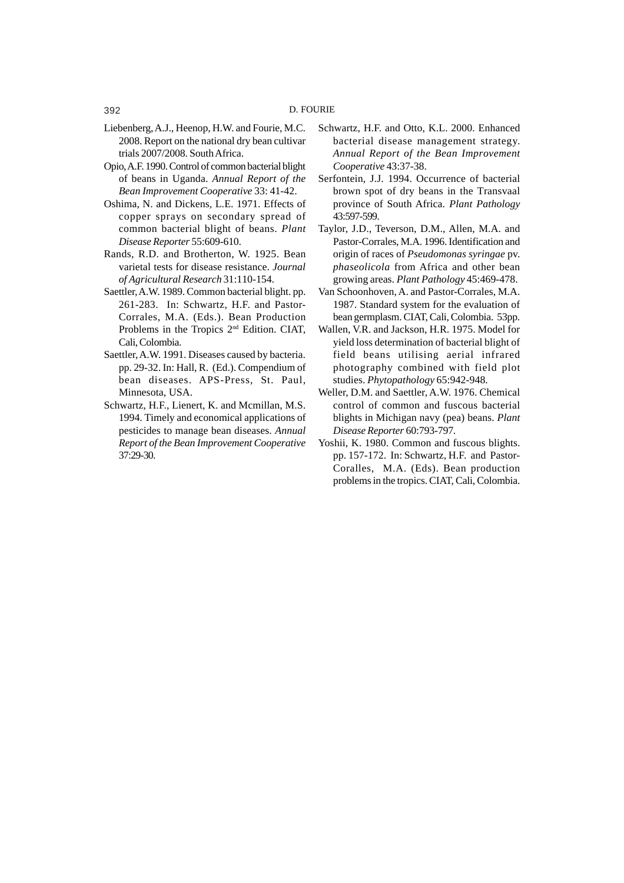Liebenberg, A.J., Heenop, H.W. and Fourie, M.C. 2008. Report on the national dry bean cultivar trials 2007/2008. South Africa.

Opio, A.F. 1990. Control of common bacterial blight of beans in Uganda. *Annual Report of the Bean Improvement Cooperative* 33: 41-42.

Oshima, N. and Dickens, L.E. 1971. Effects of copper sprays on secondary spread of common bacterial blight of beans. *Plant Disease Reporter* 55:609-610.

Rands, R.D. and Brotherton, W. 1925. Bean varietal tests for disease resistance. *Journal of Agricultural Research* 31:110-154.

Saettler, A.W. 1989. Common bacterial blight. pp. 261-283. In: Schwartz, H.F. and Pastor-Corrales, M.A. (Eds.). Bean Production Problems in the Tropics 2nd Edition. CIAT, Cali, Colombia.

Saettler, A.W. 1991. Diseases caused by bacteria. pp. 29-32. In: Hall, R. (Ed.). Compendium of bean diseases. APS-Press, St. Paul, Minnesota, USA.

Schwartz, H.F., Lienert, K. and Mcmillan, M.S. 1994. Timely and economical applications of pesticides to manage bean diseases. *Annual Report of the Bean Improvement Cooperative* 37:29-30.

Schwartz, H.F. and Otto, K.L. 2000. Enhanced bacterial disease management strategy. *Annual Report of the Bean Improvement Cooperative* 43:37-38.

Serfontein, J.J. 1994. Occurrence of bacterial brown spot of dry beans in the Transvaal province of South Africa. *Plant Pathology* 43:597-599.

Taylor, J.D., Teverson, D.M., Allen, M.A. and Pastor-Corrales, M.A. 1996. Identification and origin of races of *Pseudomonas syringae* pv. *phaseolicola* from Africa and other bean growing areas. *Plant Pathology* 45:469-478.

Van Schoonhoven, A. and Pastor-Corrales, M.A. 1987. Standard system for the evaluation of bean germplasm. CIAT, Cali, Colombia. 53pp.

Wallen, V.R. and Jackson, H.R. 1975. Model for yield loss determination of bacterial blight of field beans utilising aerial infrared photography combined with field plot studies. *Phytopathology* 65:942-948.

Weller, D.M. and Saettler, A.W. 1976. Chemical control of common and fuscous bacterial blights in Michigan navy (pea) beans. *Plant Disease Reporter* 60:793-797.

Yoshii, K. 1980. Common and fuscous blights. pp. 157-172. In: Schwartz, H.F. and Pastor-Coralles, M.A. (Eds). Bean production problems in the tropics. CIAT, Cali, Colombia.